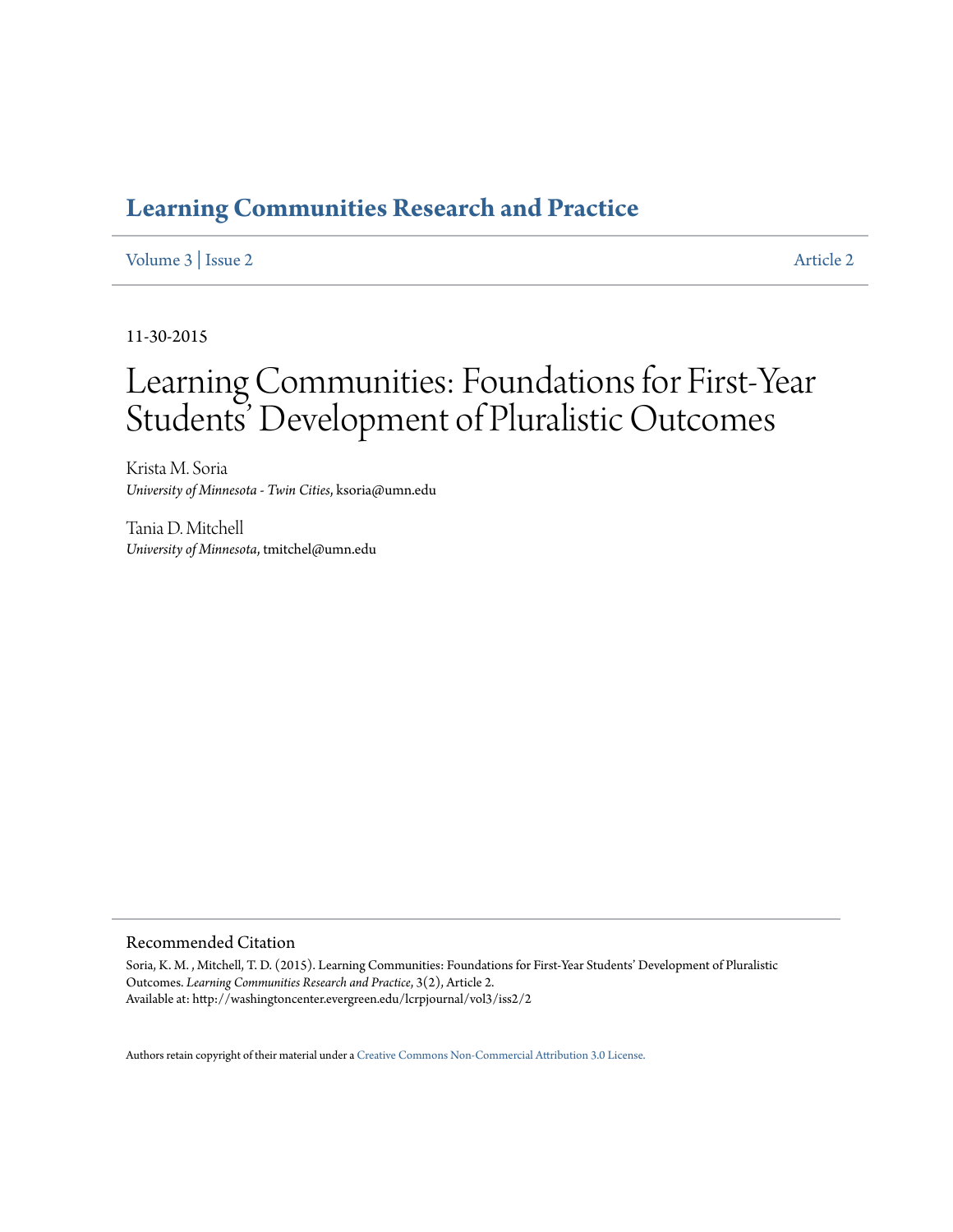# Learning Communities Research and Practice

Volume 3 | Issue 2 Article 2

11-30-2015

# Learning Communities: Foundations for First-Year Students' Development of Pluralistic Outcomes

Krista M. Soria
*University of Minnesota - Twin Cities*, ksoria@umn.edu

Tania D. Mitchell
*University of Minnesota*, tmitchel@umn.edu

## Recommended Citation

Soria, K. M. , Mitchell, T. D. (2015). Learning Communities: Foundations for First-Year Students' Development of Pluralistic Outcomes. *Learning Communities Research and Practice*, 3(2), Article 2.
Available at: http://washingtoncenter.evergreen.edu/lcrpjournal/vol3/iss2/2

Authors retain copyright of their material under a Creative Commons Non-Commercial Attribution 3.0 License.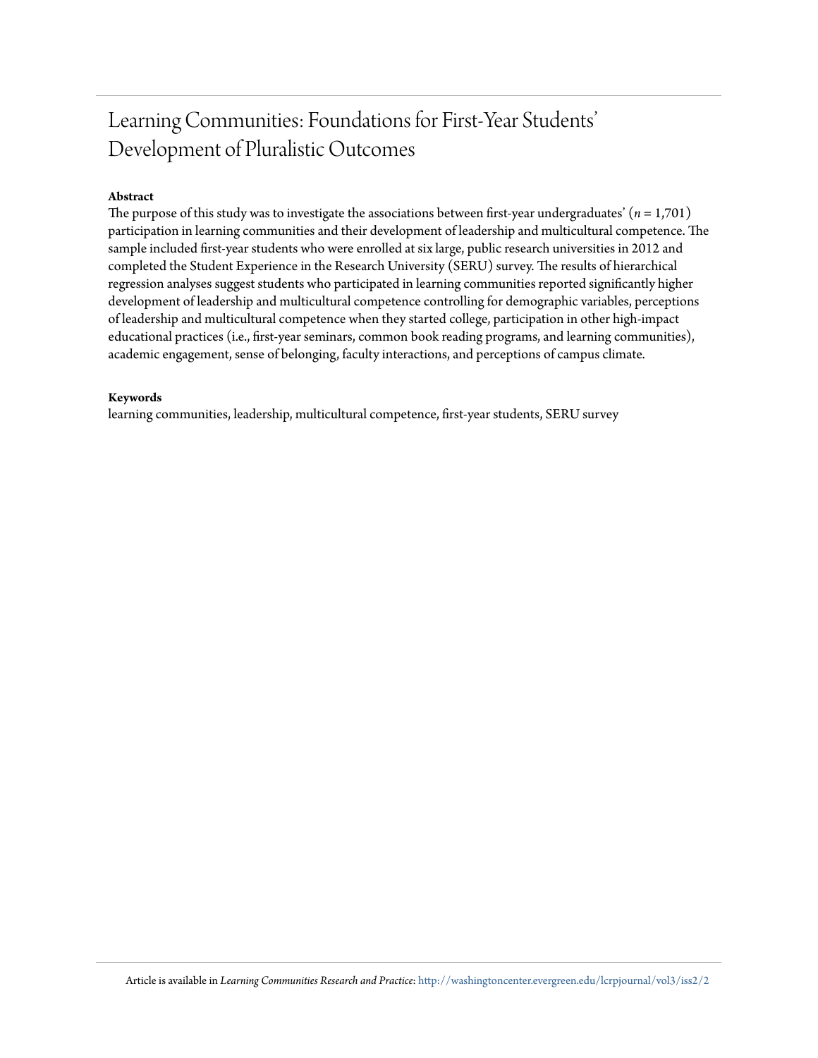# Learning Communities: Foundations for First-Year Students' Development of Pluralistic Outcomes

**Abstract**

The purpose of this study was to investigate the associations between first-year undergraduates' ($n$ = 1,701) participation in learning communities and their development of leadership and multicultural competence. The sample included first-year students who were enrolled at six large, public research universities in 2012 and completed the Student Experience in the Research University (SERU) survey. The results of hierarchical regression analyses suggest students who participated in learning communities reported significantly higher development of leadership and multicultural competence controlling for demographic variables, perceptions of leadership and multicultural competence when they started college, participation in other high-impact educational practices (i.e., first-year seminars, common book reading programs, and learning communities), academic engagement, sense of belonging, faculty interactions, and perceptions of campus climate.

**Keywords**

learning communities, leadership, multicultural competence, first-year students, SERU survey

Article is available in *Learning Communities Research and Practice*: http://washingtoncenter.evergreen.edu/lcrpjournal/vol3/iss2/2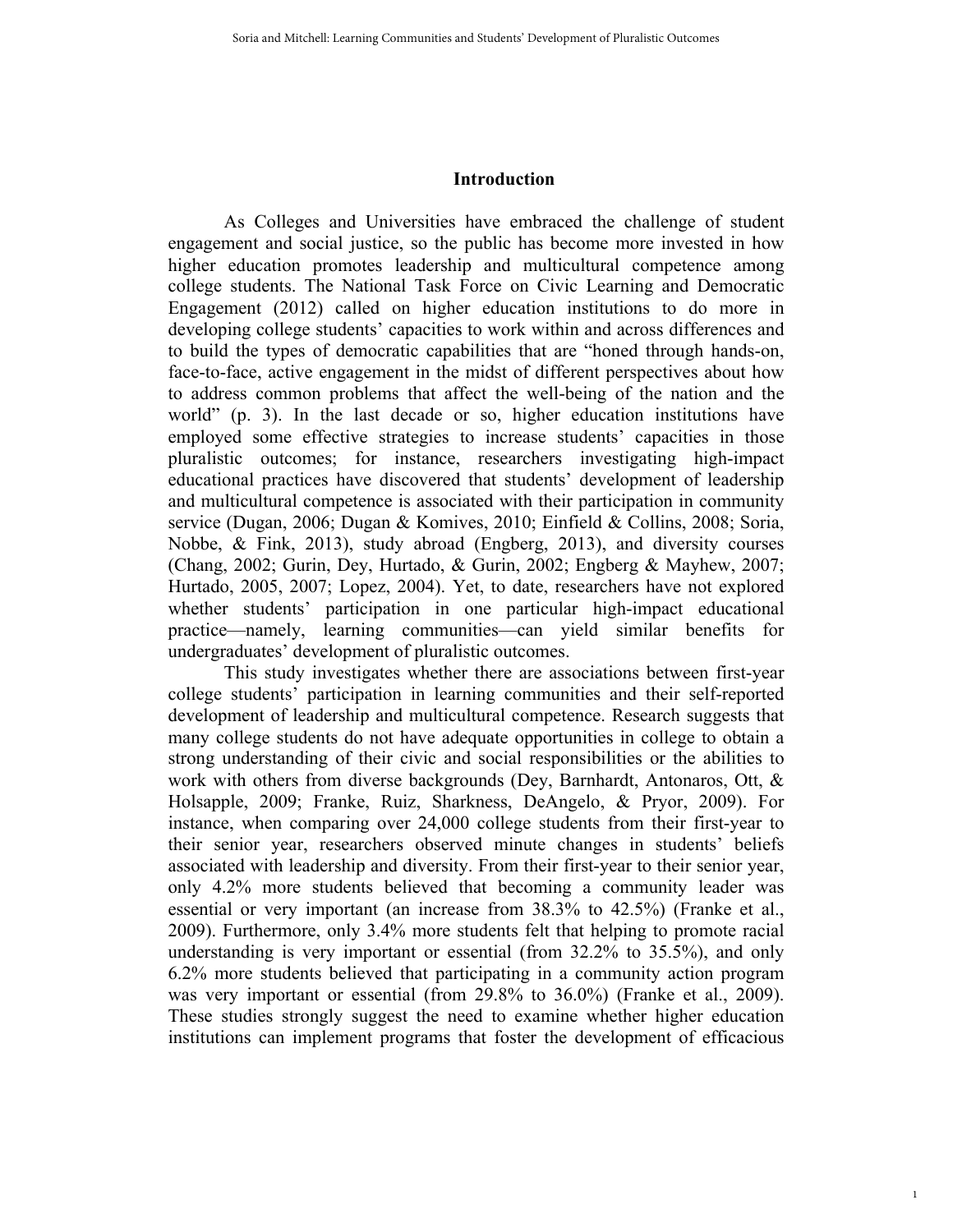## Introduction

As Colleges and Universities have embraced the challenge of student engagement and social justice, so the public has become more invested in how higher education promotes leadership and multicultural competence among college students. The National Task Force on Civic Learning and Democratic Engagement (2012) called on higher education institutions to do more in developing college students' capacities to work within and across differences and to build the types of democratic capabilities that are "honed through hands-on, face-to-face, active engagement in the midst of different perspectives about how to address common problems that affect the well-being of the nation and the world" (p. 3). In the last decade or so, higher education institutions have employed some effective strategies to increase students' capacities in those pluralistic outcomes; for instance, researchers investigating high-impact educational practices have discovered that students' development of leadership and multicultural competence is associated with their participation in community service (Dugan, 2006; Dugan & Komives, 2010; Einfield & Collins, 2008; Soria, Nobbe, & Fink, 2013), study abroad (Engberg, 2013), and diversity courses (Chang, 2002; Gurin, Dey, Hurtado, & Gurin, 2002; Engberg & Mayhew, 2007; Hurtado, 2005, 2007; Lopez, 2004). Yet, to date, researchers have not explored whether students' participation in one particular high-impact educational practice—namely, learning communities—can yield similar benefits for undergraduates' development of pluralistic outcomes.

This study investigates whether there are associations between first-year college students' participation in learning communities and their self-reported development of leadership and multicultural competence. Research suggests that many college students do not have adequate opportunities in college to obtain a strong understanding of their civic and social responsibilities or the abilities to work with others from diverse backgrounds (Dey, Barnhardt, Antonaros, Ott, & Holsapple, 2009; Franke, Ruiz, Sharkness, DeAngelo, & Pryor, 2009). For instance, when comparing over 24,000 college students from their first-year to their senior year, researchers observed minute changes in students' beliefs associated with leadership and diversity. From their first-year to their senior year, only 4.2% more students believed that becoming a community leader was essential or very important (an increase from 38.3% to 42.5%) (Franke et al., 2009). Furthermore, only 3.4% more students felt that helping to promote racial understanding is very important or essential (from 32.2% to 35.5%), and only 6.2% more students believed that participating in a community action program was very important or essential (from 29.8% to 36.0%) (Franke et al., 2009). These studies strongly suggest the need to examine whether higher education institutions can implement programs that foster the development of efficacious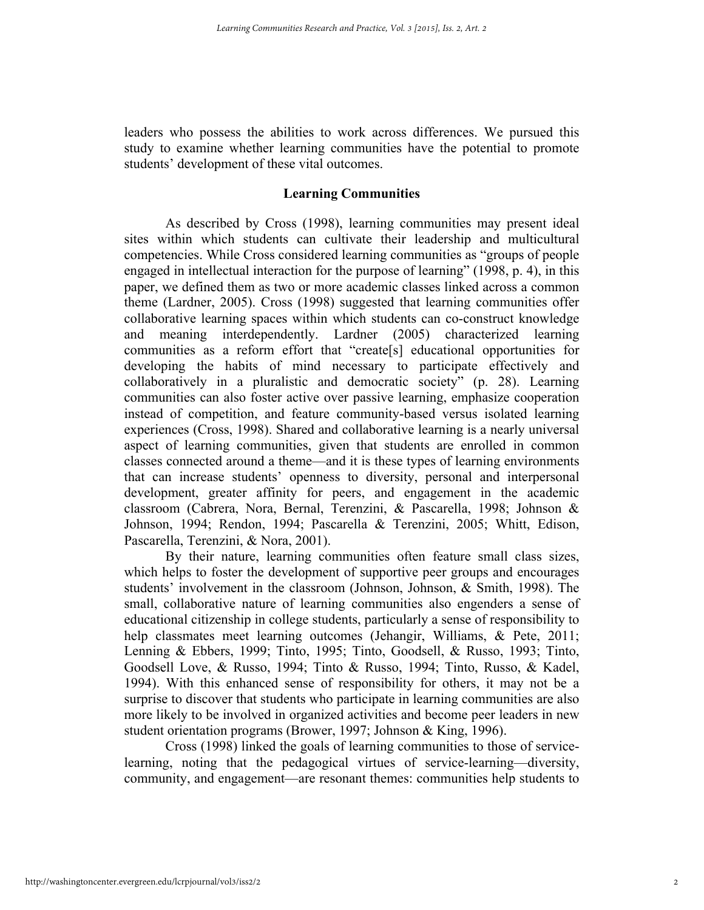leaders who possess the abilities to work across differences. We pursued this study to examine whether learning communities have the potential to promote students' development of these vital outcomes.

## Learning Communities

As described by Cross (1998), learning communities may present ideal sites within which students can cultivate their leadership and multicultural competencies. While Cross considered learning communities as "groups of people engaged in intellectual interaction for the purpose of learning" (1998, p. 4), in this paper, we defined them as two or more academic classes linked across a common theme (Lardner, 2005). Cross (1998) suggested that learning communities offer collaborative learning spaces within which students can co-construct knowledge and meaning interdependently. Lardner (2005) characterized learning communities as a reform effort that "create[s] educational opportunities for developing the habits of mind necessary to participate effectively and collaboratively in a pluralistic and democratic society" (p. 28). Learning communities can also foster active over passive learning, emphasize cooperation instead of competition, and feature community-based versus isolated learning experiences (Cross, 1998). Shared and collaborative learning is a nearly universal aspect of learning communities, given that students are enrolled in common classes connected around a theme—and it is these types of learning environments that can increase students' openness to diversity, personal and interpersonal development, greater affinity for peers, and engagement in the academic classroom (Cabrera, Nora, Bernal, Terenzini, & Pascarella, 1998; Johnson & Johnson, 1994; Rendon, 1994; Pascarella & Terenzini, 2005; Whitt, Edison, Pascarella, Terenzini, & Nora, 2001).

By their nature, learning communities often feature small class sizes, which helps to foster the development of supportive peer groups and encourages students' involvement in the classroom (Johnson, Johnson, & Smith, 1998). The small, collaborative nature of learning communities also engenders a sense of educational citizenship in college students, particularly a sense of responsibility to help classmates meet learning outcomes (Jehangir, Williams, & Pete, 2011; Lenning & Ebbers, 1999; Tinto, 1995; Tinto, Goodsell, & Russo, 1993; Tinto, Goodsell Love, & Russo, 1994; Tinto & Russo, 1994; Tinto, Russo, & Kadel, 1994). With this enhanced sense of responsibility for others, it may not be a surprise to discover that students who participate in learning communities are also more likely to be involved in organized activities and become peer leaders in new student orientation programs (Brower, 1997; Johnson & King, 1996).

Cross (1998) linked the goals of learning communities to those of service-learning, noting that the pedagogical virtues of service-learning—diversity, community, and engagement—are resonant themes: communities help students to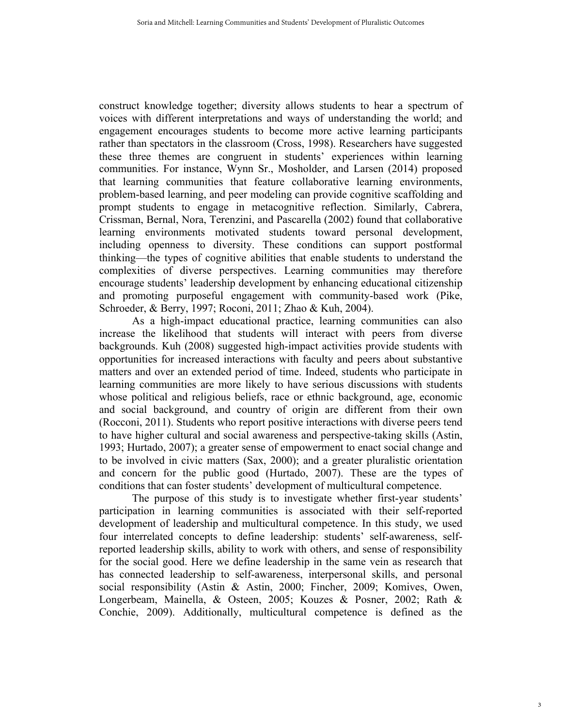construct knowledge together; diversity allows students to hear a spectrum of voices with different interpretations and ways of understanding the world; and engagement encourages students to become more active learning participants rather than spectators in the classroom (Cross, 1998). Researchers have suggested these three themes are congruent in students' experiences within learning communities. For instance, Wynn Sr., Mosholder, and Larsen (2014) proposed that learning communities that feature collaborative learning environments, problem-based learning, and peer modeling can provide cognitive scaffolding and prompt students to engage in metacognitive reflection. Similarly, Cabrera, Crissman, Bernal, Nora, Terenzini, and Pascarella (2002) found that collaborative learning environments motivated students toward personal development, including openness to diversity. These conditions can support postformal thinking—the types of cognitive abilities that enable students to understand the complexities of diverse perspectives. Learning communities may therefore encourage students' leadership development by enhancing educational citizenship and promoting purposeful engagement with community-based work (Pike, Schroeder, & Berry, 1997; Roconi, 2011; Zhao & Kuh, 2004).

As a high-impact educational practice, learning communities can also increase the likelihood that students will interact with peers from diverse backgrounds. Kuh (2008) suggested high-impact activities provide students with opportunities for increased interactions with faculty and peers about substantive matters and over an extended period of time. Indeed, students who participate in learning communities are more likely to have serious discussions with students whose political and religious beliefs, race or ethnic background, age, economic and social background, and country of origin are different from their own (Rocconi, 2011). Students who report positive interactions with diverse peers tend to have higher cultural and social awareness and perspective-taking skills (Astin, 1993; Hurtado, 2007); a greater sense of empowerment to enact social change and to be involved in civic matters (Sax, 2000); and a greater pluralistic orientation and concern for the public good (Hurtado, 2007). These are the types of conditions that can foster students' development of multicultural competence.

The purpose of this study is to investigate whether first-year students' participation in learning communities is associated with their self-reported development of leadership and multicultural competence. In this study, we used four interrelated concepts to define leadership: students' self-awareness, self-reported leadership skills, ability to work with others, and sense of responsibility for the social good. Here we define leadership in the same vein as research that has connected leadership to self-awareness, interpersonal skills, and personal social responsibility (Astin & Astin, 2000; Fincher, 2009; Komives, Owen, Longerbeam, Mainella, & Osteen, 2005; Kouzes & Posner, 2002; Rath & Conchie, 2009). Additionally, multicultural competence is defined as the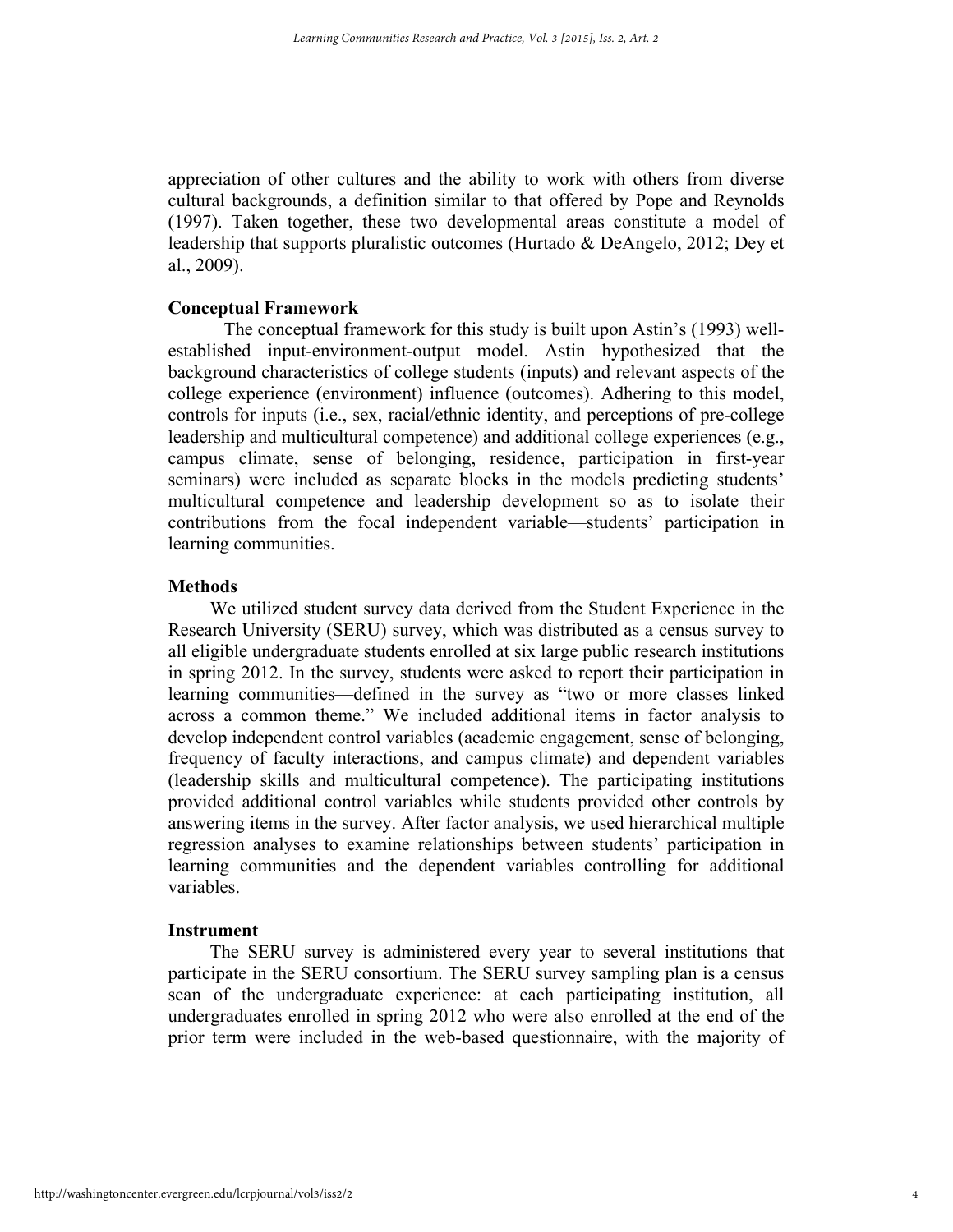appreciation of other cultures and the ability to work with others from diverse cultural backgrounds, a definition similar to that offered by Pope and Reynolds (1997). Taken together, these two developmental areas constitute a model of leadership that supports pluralistic outcomes (Hurtado & DeAngelo, 2012; Dey et al., 2009).

### Conceptual Framework

The conceptual framework for this study is built upon Astin's (1993) well-established input-environment-output model. Astin hypothesized that the background characteristics of college students (inputs) and relevant aspects of the college experience (environment) influence (outcomes). Adhering to this model, controls for inputs (i.e., sex, racial/ethnic identity, and perceptions of pre-college leadership and multicultural competence) and additional college experiences (e.g., campus climate, sense of belonging, residence, participation in first-year seminars) were included as separate blocks in the models predicting students' multicultural competence and leadership development so as to isolate their contributions from the focal independent variable—students' participation in learning communities.

### Methods

We utilized student survey data derived from the Student Experience in the Research University (SERU) survey, which was distributed as a census survey to all eligible undergraduate students enrolled at six large public research institutions in spring 2012. In the survey, students were asked to report their participation in learning communities—defined in the survey as "two or more classes linked across a common theme." We included additional items in factor analysis to develop independent control variables (academic engagement, sense of belonging, frequency of faculty interactions, and campus climate) and dependent variables (leadership skills and multicultural competence). The participating institutions provided additional control variables while students provided other controls by answering items in the survey. After factor analysis, we used hierarchical multiple regression analyses to examine relationships between students' participation in learning communities and the dependent variables controlling for additional variables.

### Instrument

The SERU survey is administered every year to several institutions that participate in the SERU consortium. The SERU survey sampling plan is a census scan of the undergraduate experience: at each participating institution, all undergraduates enrolled in spring 2012 who were also enrolled at the end of the prior term were included in the web-based questionnaire, with the majority of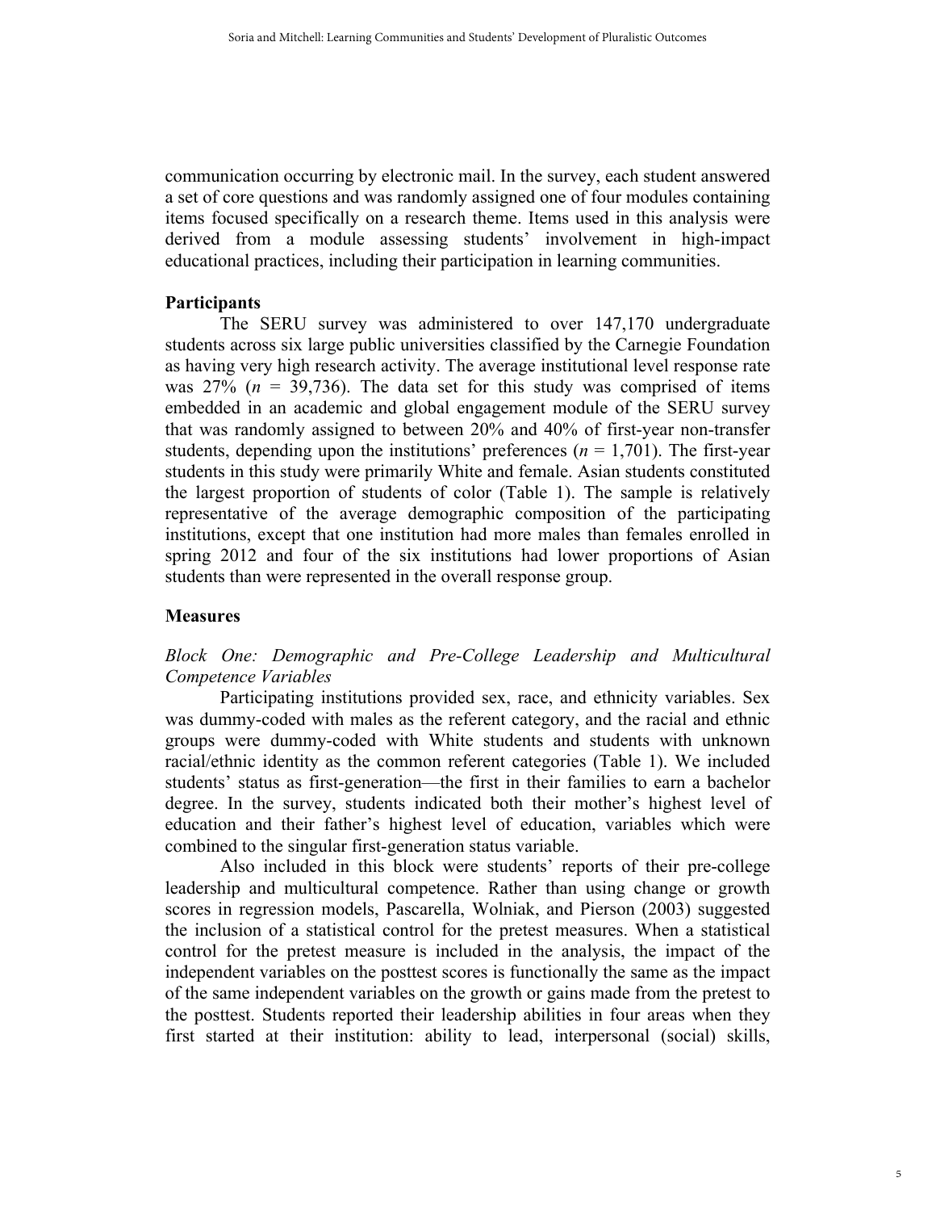communication occurring by electronic mail. In the survey, each student answered a set of core questions and was randomly assigned one of four modules containing items focused specifically on a research theme. Items used in this analysis were derived from a module assessing students' involvement in high-impact educational practices, including their participation in learning communities.

## Participants

The SERU survey was administered to over 147,170 undergraduate students across six large public universities classified by the Carnegie Foundation as having very high research activity. The average institutional level response rate was 27% ($n$ = 39,736). The data set for this study was comprised of items embedded in an academic and global engagement module of the SERU survey that was randomly assigned to between 20% and 40% of first-year non-transfer students, depending upon the institutions' preferences ($n$ = 1,701). The first-year students in this study were primarily White and female. Asian students constituted the largest proportion of students of color (Table 1). The sample is relatively representative of the average demographic composition of the participating institutions, except that one institution had more males than females enrolled in spring 2012 and four of the six institutions had lower proportions of Asian students than were represented in the overall response group.

## Measures

### *Block One: Demographic and Pre-College Leadership and Multicultural Competence Variables*

Participating institutions provided sex, race, and ethnicity variables. Sex was dummy-coded with males as the referent category, and the racial and ethnic groups were dummy-coded with White students and students with unknown racial/ethnic identity as the common referent categories (Table 1). We included students' status as first-generation—the first in their families to earn a bachelor degree. In the survey, students indicated both their mother's highest level of education and their father's highest level of education, variables which were combined to the singular first-generation status variable.

Also included in this block were students' reports of their pre-college leadership and multicultural competence. Rather than using change or growth scores in regression models, Pascarella, Wolniak, and Pierson (2003) suggested the inclusion of a statistical control for the pretest measures. When a statistical control for the pretest measure is included in the analysis, the impact of the independent variables on the posttest scores is functionally the same as the impact of the same independent variables on the growth or gains made from the pretest to the posttest. Students reported their leadership abilities in four areas when they first started at their institution: ability to lead, interpersonal (social) skills,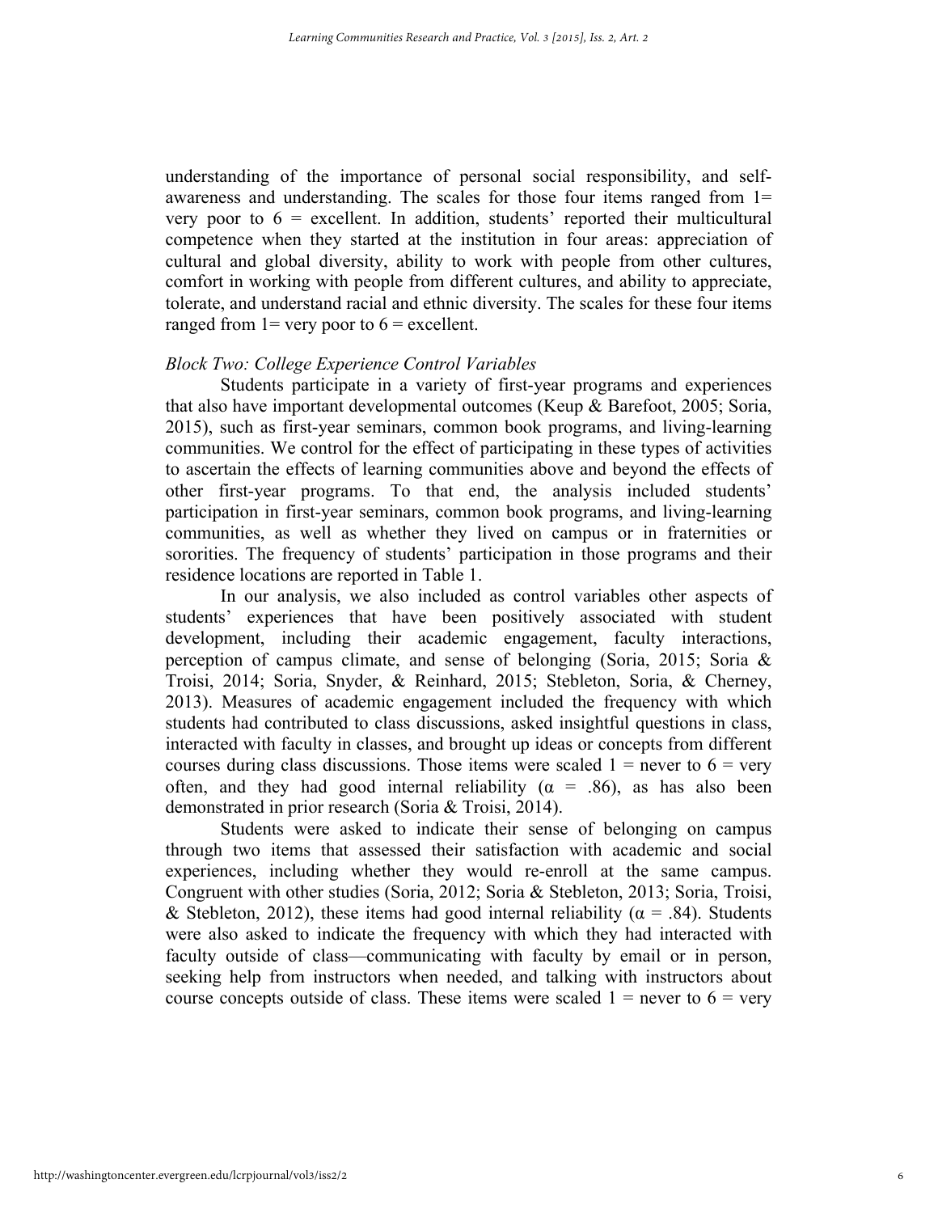understanding of the importance of personal social responsibility, and self-awareness and understanding. The scales for those four items ranged from 1= very poor to 6 = excellent. In addition, students' reported their multicultural competence when they started at the institution in four areas: appreciation of cultural and global diversity, ability to work with people from other cultures, comfort in working with people from different cultures, and ability to appreciate, tolerate, and understand racial and ethnic diversity. The scales for these four items ranged from 1= very poor to 6 = excellent.

### *Block Two: College Experience Control Variables*

Students participate in a variety of first-year programs and experiences that also have important developmental outcomes (Keup & Barefoot, 2005; Soria, 2015), such as first-year seminars, common book programs, and living-learning communities. We control for the effect of participating in these types of activities to ascertain the effects of learning communities above and beyond the effects of other first-year programs. To that end, the analysis included students' participation in first-year seminars, common book programs, and living-learning communities, as well as whether they lived on campus or in fraternities or sororities. The frequency of students' participation in those programs and their residence locations are reported in Table 1.

In our analysis, we also included as control variables other aspects of students' experiences that have been positively associated with student development, including their academic engagement, faculty interactions, perception of campus climate, and sense of belonging (Soria, 2015; Soria & Troisi, 2014; Soria, Snyder, & Reinhard, 2015; Stebleton, Soria, & Cherney, 2013). Measures of academic engagement included the frequency with which students had contributed to class discussions, asked insightful questions in class, interacted with faculty in classes, and brought up ideas or concepts from different courses during class discussions. Those items were scaled 1 = never to 6 = very often, and they had good internal reliability ($\alpha$ = .86), as has also been demonstrated in prior research (Soria & Troisi, 2014).

Students were asked to indicate their sense of belonging on campus through two items that assessed their satisfaction with academic and social experiences, including whether they would re-enroll at the same campus. Congruent with other studies (Soria, 2012; Soria & Stebleton, 2013; Soria, Troisi, & Stebleton, 2012), these items had good internal reliability ($\alpha$ = .84). Students were also asked to indicate the frequency with which they had interacted with faculty outside of class—communicating with faculty by email or in person, seeking help from instructors when needed, and talking with instructors about course concepts outside of class. These items were scaled 1 = never to 6 = very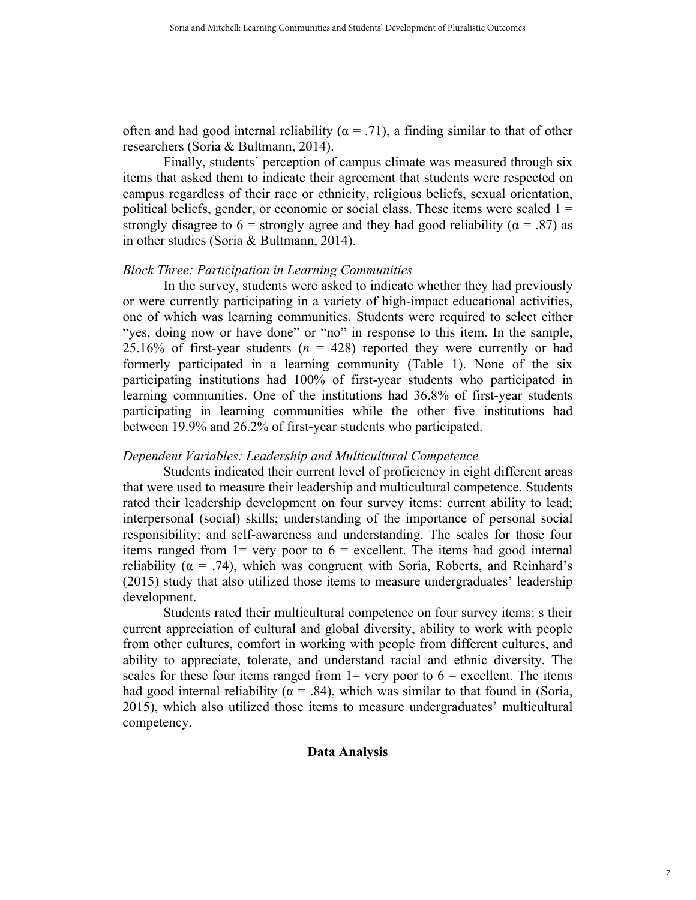often and had good internal reliability ($\alpha = .71$), a finding similar to that of other researchers (Soria & Bultmann, 2014).

Finally, students' perception of campus climate was measured through six items that asked them to indicate their agreement that students were respected on campus regardless of their race or ethnicity, religious beliefs, sexual orientation, political beliefs, gender, or economic or social class. These items were scaled 1 = strongly disagree to 6 = strongly agree and they had good reliability ($\alpha = .87$) as in other studies (Soria & Bultmann, 2014).

*Block Three: Participation in Learning Communities*

In the survey, students were asked to indicate whether they had previously or were currently participating in a variety of high-impact educational activities, one of which was learning communities. Students were required to select either "yes, doing now or have done" or "no" in response to this item. In the sample, 25.16% of first-year students ($n = 428$) reported they were currently or had formerly participated in a learning community (Table 1). None of the six participating institutions had 100% of first-year students who participated in learning communities. One of the institutions had 36.8% of first-year students participating in learning communities while the other five institutions had between 19.9% and 26.2% of first-year students who participated.

*Dependent Variables: Leadership and Multicultural Competence*

Students indicated their current level of proficiency in eight different areas that were used to measure their leadership and multicultural competence. Students rated their leadership development on four survey items: current ability to lead; interpersonal (social) skills; understanding of the importance of personal social responsibility; and self-awareness and understanding. The scales for those four items ranged from 1= very poor to 6 = excellent. The items had good internal reliability ($\alpha = .74$), which was congruent with Soria, Roberts, and Reinhard's (2015) study that also utilized those items to measure undergraduates' leadership development.

Students rated their multicultural competence on four survey items: s their current appreciation of cultural and global diversity, ability to work with people from other cultures, comfort in working with people from different cultures, and ability to appreciate, tolerate, and understand racial and ethnic diversity. The scales for these four items ranged from 1= very poor to 6 = excellent. The items had good internal reliability ($\alpha = .84$), which was similar to that found in (Soria, 2015), which also utilized those items to measure undergraduates' multicultural competency.

## Data Analysis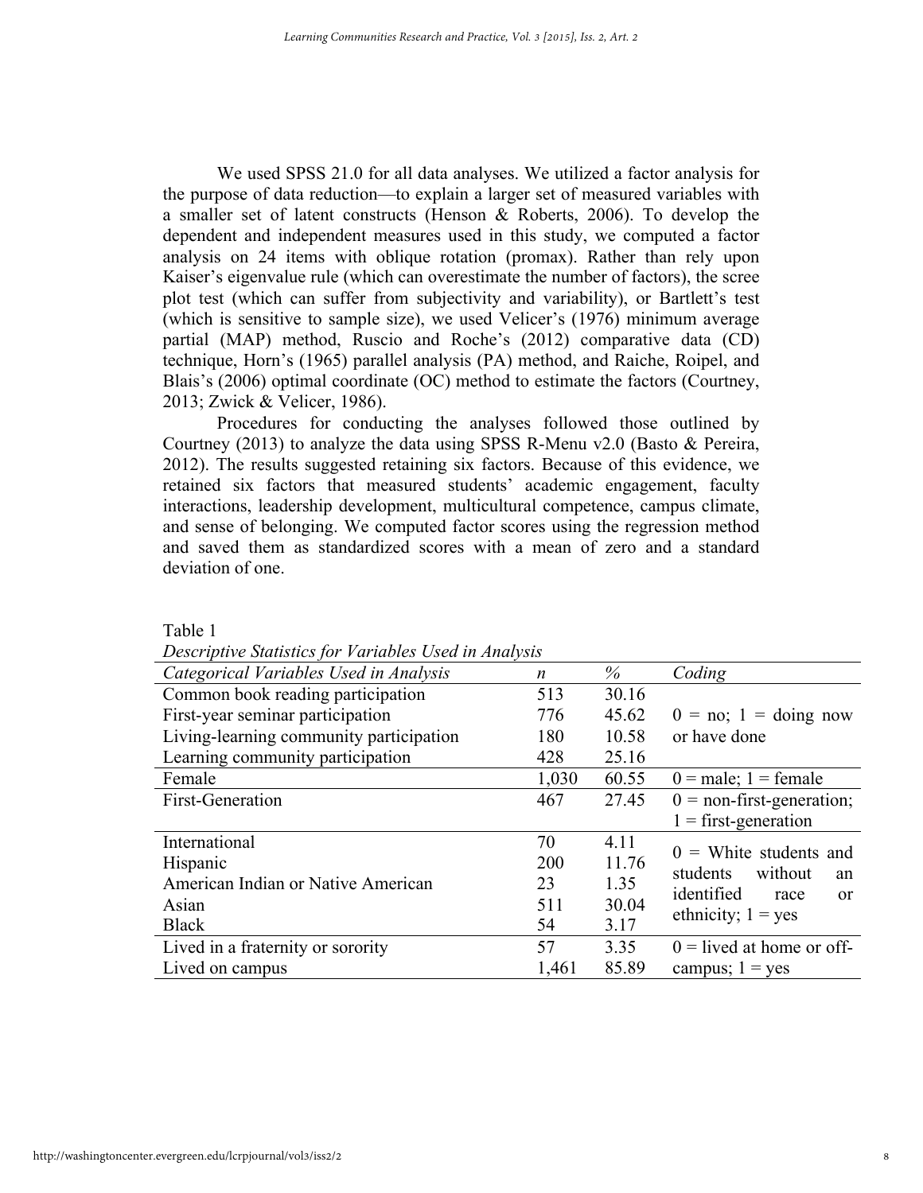We used SPSS 21.0 for all data analyses. We utilized a factor analysis for the purpose of data reduction—to explain a larger set of measured variables with a smaller set of latent constructs (Henson & Roberts, 2006). To develop the dependent and independent measures used in this study, we computed a factor analysis on 24 items with oblique rotation (promax). Rather than rely upon Kaiser's eigenvalue rule (which can overestimate the number of factors), the scree plot test (which can suffer from subjectivity and variability), or Bartlett's test (which is sensitive to sample size), we used Velicer's (1976) minimum average partial (MAP) method, Ruscio and Roche's (2012) comparative data (CD) technique, Horn's (1965) parallel analysis (PA) method, and Raiche, Roipel, and Blais's (2006) optimal coordinate (OC) method to estimate the factors (Courtney, 2013; Zwick & Velicer, 1986).

Procedures for conducting the analyses followed those outlined by Courtney (2013) to analyze the data using SPSS R-Menu v2.0 (Basto & Pereira, 2012). The results suggested retaining six factors. Because of this evidence, we retained six factors that measured students' academic engagement, faculty interactions, leadership development, multicultural competence, campus climate, and sense of belonging. We computed factor scores using the regression method and saved them as standardized scores with a mean of zero and a standard deviation of one.

Table 1

*Descriptive Statistics for Variables Used in Analysis*

| *Categorical Variables Used in Analysis* | *n* | *%* | *Coding* |
|---|---|---|---|
| Common book reading participation | 513 | 30.16 | 0 = no; 1 = doing now or have done |
| First-year seminar participation | 776 | 45.62 | |
| Living-learning community participation | 180 | 10.58 | |
| Learning community participation | 428 | 25.16 | |
| Female | 1,030 | 60.55 | 0 = male; 1 = female |
| First-Generation | 467 | 27.45 | 0 = non-first-generation; 1 = first-generation |
| International | 70 | 4.11 | 0 = White students and students without an identified race or ethnicity; 1 = yes |
| Hispanic | 200 | 11.76 | |
| American Indian or Native American | 23 | 1.35 | |
| Asian | 511 | 30.04 | |
| Black | 54 | 3.17 | |
| Lived in a fraternity or sorority | 57 | 3.35 | 0 = lived at home or off-campus; 1 = yes |
| Lived on campus | 1,461 | 85.89 | |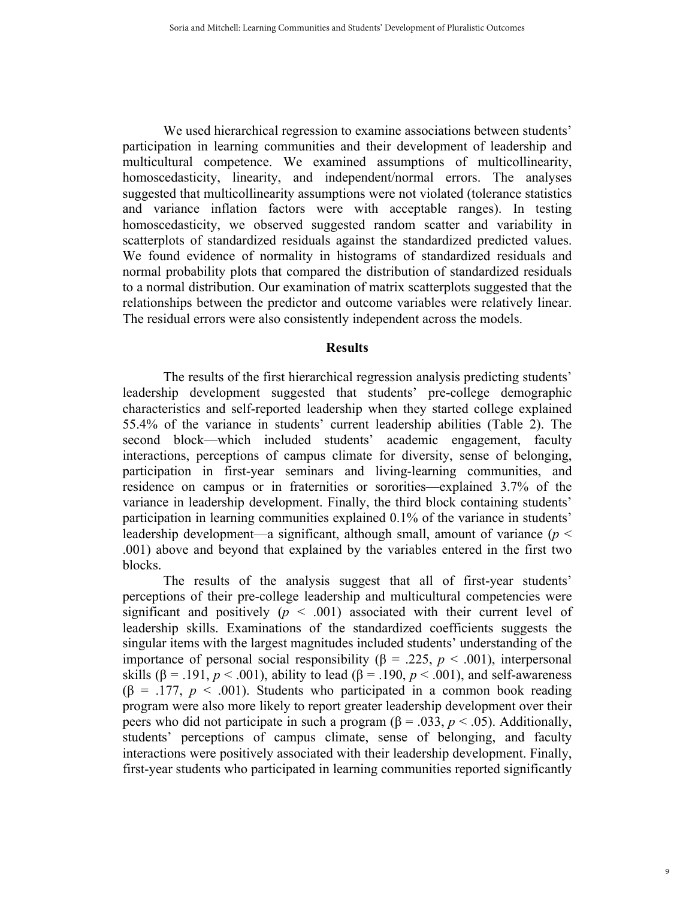We used hierarchical regression to examine associations between students' participation in learning communities and their development of leadership and multicultural competence. We examined assumptions of multicollinearity, homoscedasticity, linearity, and independent/normal errors. The analyses suggested that multicollinearity assumptions were not violated (tolerance statistics and variance inflation factors were with acceptable ranges). In testing homoscedasticity, we observed suggested random scatter and variability in scatterplots of standardized residuals against the standardized predicted values. We found evidence of normality in histograms of standardized residuals and normal probability plots that compared the distribution of standardized residuals to a normal distribution. Our examination of matrix scatterplots suggested that the relationships between the predictor and outcome variables were relatively linear. The residual errors were also consistently independent across the models.

## Results

The results of the first hierarchical regression analysis predicting students' leadership development suggested that students' pre-college demographic characteristics and self-reported leadership when they started college explained 55.4% of the variance in students' current leadership abilities (Table 2). The second block—which included students' academic engagement, faculty interactions, perceptions of campus climate for diversity, sense of belonging, participation in first-year seminars and living-learning communities, and residence on campus or in fraternities or sororities—explained 3.7% of the variance in leadership development. Finally, the third block containing students' participation in learning communities explained 0.1% of the variance in students' leadership development—a significant, although small, amount of variance ($p < .001$) above and beyond that explained by the variables entered in the first two blocks.

The results of the analysis suggest that all of first-year students' perceptions of their pre-college leadership and multicultural competencies were significant and positively ($p < .001$) associated with their current level of leadership skills. Examinations of the standardized coefficients suggests the singular items with the largest magnitudes included students' understanding of the importance of personal social responsibility ($\beta = .225$, $p < .001$), interpersonal skills ($\beta = .191$, $p < .001$), ability to lead ($\beta = .190$, $p < .001$), and self-awareness ($\beta = .177$, $p < .001$). Students who participated in a common book reading program were also more likely to report greater leadership development over their peers who did not participate in such a program ($\beta = .033$, $p < .05$). Additionally, students' perceptions of campus climate, sense of belonging, and faculty interactions were positively associated with their leadership development. Finally, first-year students who participated in learning communities reported significantly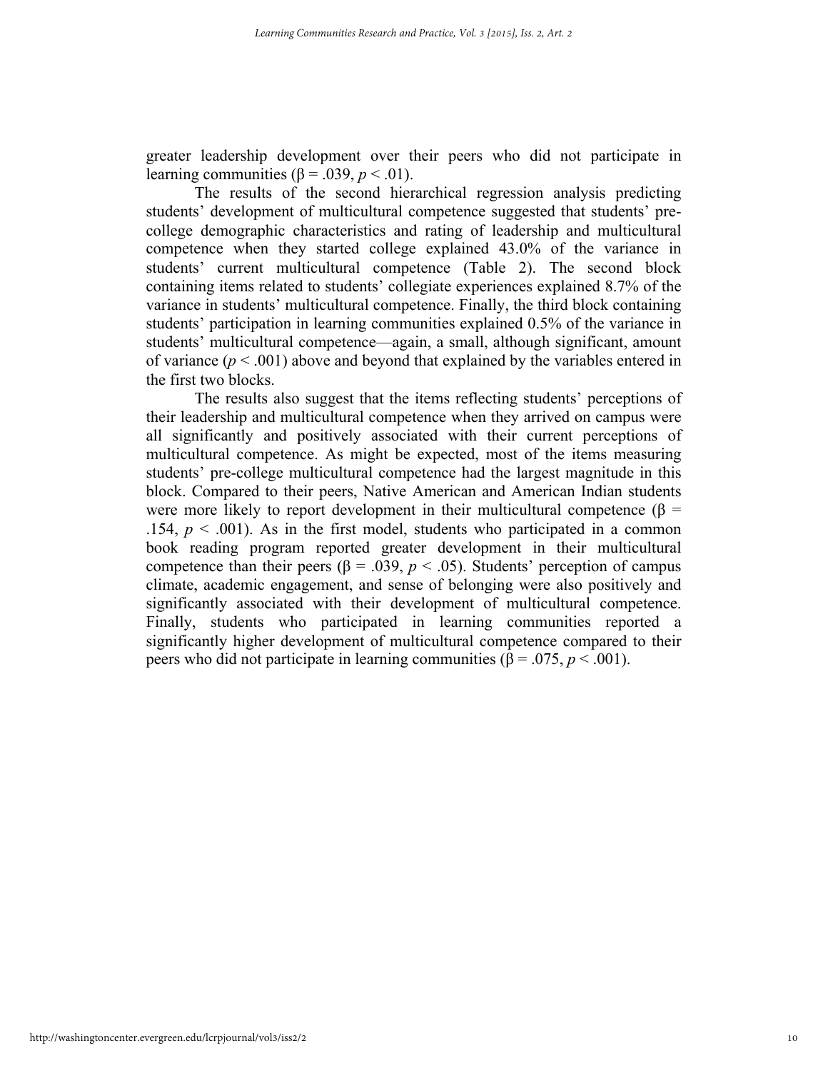greater leadership development over their peers who did not participate in learning communities ($\beta = .039$, $p < .01$).

The results of the second hierarchical regression analysis predicting students' development of multicultural competence suggested that students' pre-college demographic characteristics and rating of leadership and multicultural competence when they started college explained 43.0% of the variance in students' current multicultural competence (Table 2). The second block containing items related to students' collegiate experiences explained 8.7% of the variance in students' multicultural competence. Finally, the third block containing students' participation in learning communities explained 0.5% of the variance in students' multicultural competence—again, a small, although significant, amount of variance ($p < .001$) above and beyond that explained by the variables entered in the first two blocks.

The results also suggest that the items reflecting students' perceptions of their leadership and multicultural competence when they arrived on campus were all significantly and positively associated with their current perceptions of multicultural competence. As might be expected, most of the items measuring students' pre-college multicultural competence had the largest magnitude in this block. Compared to their peers, Native American and American Indian students were more likely to report development in their multicultural competence ($\beta = .154$, $p < .001$). As in the first model, students who participated in a common book reading program reported greater development in their multicultural competence than their peers ($\beta = .039$, $p < .05$). Students' perception of campus climate, academic engagement, and sense of belonging were also positively and significantly associated with their development of multicultural competence. Finally, students who participated in learning communities reported a significantly higher development of multicultural competence compared to their peers who did not participate in learning communities ($\beta = .075$, $p < .001$).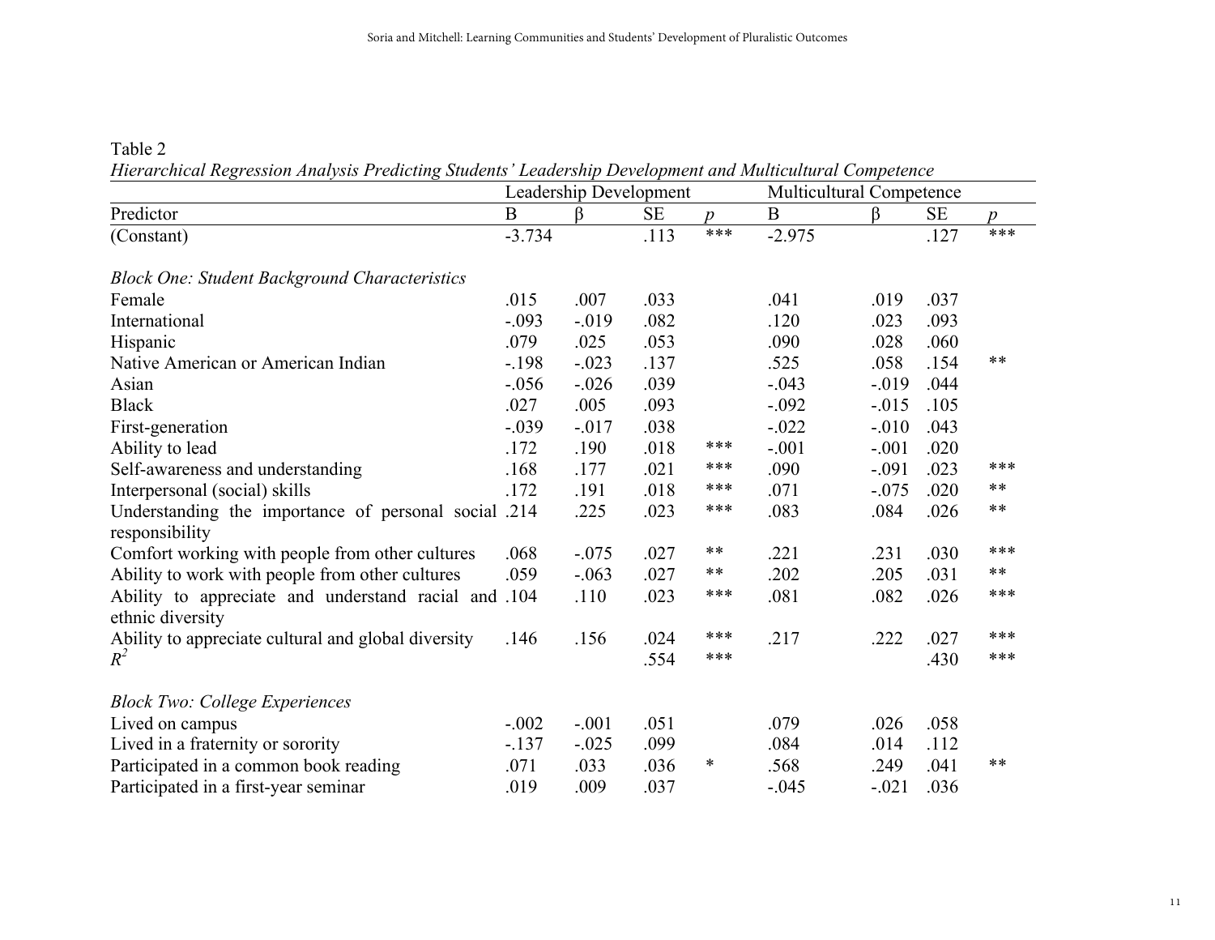Table 2

*Hierarchical Regression Analysis Predicting Students' Leadership Development and Multicultural Competence*

| | Leadership Development | | | | Multicultural Competence | | | |
|---|---|---|---|---|---|---|---|---|
| Predictor | B | β | SE | *p* | B | β | SE | *p* |
| (Constant) | -3.734 | | .113 | *** | -2.975 | | .127 | *** |
| *Block One: Student Background Characteristics* | | | | | | | | |
| Female | .015 | .007 | .033 | | .041 | .019 | .037 | |
| International | -.093 | -.019 | .082 | | .120 | .023 | .093 | |
| Hispanic | .079 | .025 | .053 | | .090 | .028 | .060 | |
| Native American or American Indian | -.198 | -.023 | .137 | | .525 | .058 | .154 | ** |
| Asian | -.056 | -.026 | .039 | | -.043 | -.019 | .044 | |
| Black | .027 | .005 | .093 | | -.092 | -.015 | .105 | |
| First-generation | -.039 | -.017 | .038 | | -.022 | -.010 | .043 | |
| Ability to lead | .172 | .190 | .018 | *** | -.001 | -.001 | .020 | |
| Self-awareness and understanding | .168 | .177 | .021 | *** | .090 | -.091 | .023 | *** |
| Interpersonal (social) skills | .172 | .191 | .018 | *** | .071 | -.075 | .020 | ** |
| Understanding the importance of personal social responsibility | .214 | .225 | .023 | *** | .083 | .084 | .026 | ** |
| Comfort working with people from other cultures | .068 | -.075 | .027 | ** | .221 | .231 | .030 | *** |
| Ability to work with people from other cultures | .059 | -.063 | .027 | ** | .202 | .205 | .031 | ** |
| Ability to appreciate and understand racial and ethnic diversity | .104 | .110 | .023 | *** | .081 | .082 | .026 | *** |
| Ability to appreciate cultural and global diversity | .146 | .156 | .024 | *** | .217 | .222 | .027 | *** |
| $R^2$ | | | .554 | *** | | | .430 | *** |
| *Block Two: College Experiences* | | | | | | | | |
| Lived on campus | -.002 | -.001 | .051 | | .079 | .026 | .058 | |
| Lived in a fraternity or sorority | -.137 | -.025 | .099 | | .084 | .014 | .112 | |
| Participated in a common book reading | .071 | .033 | .036 | * | .568 | .249 | .041 | ** |
| Participated in a first-year seminar | .019 | .009 | .037 | | -.045 | -.021 | .036 | |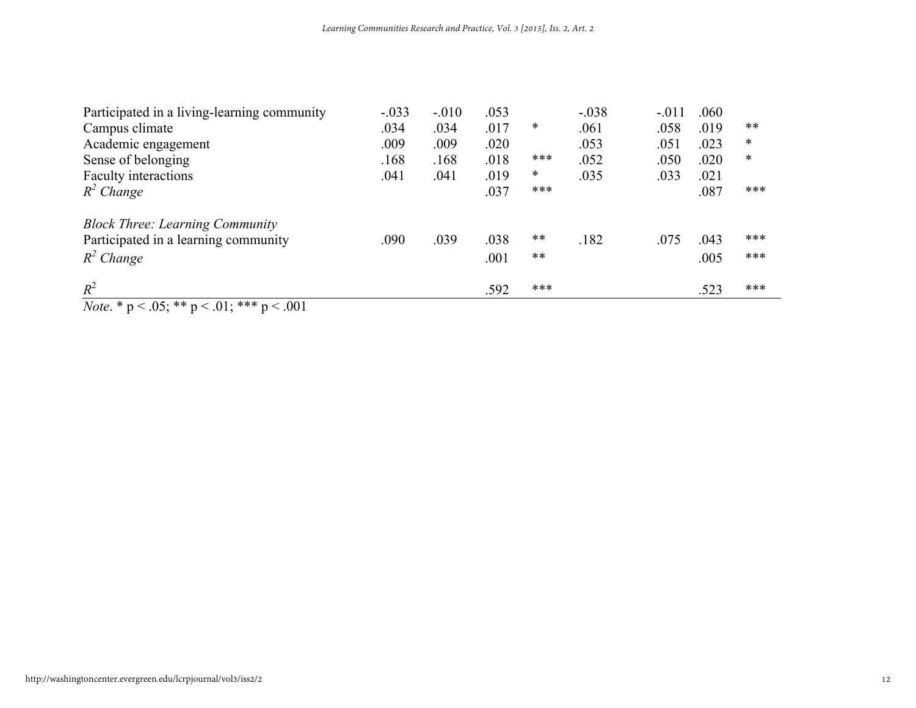| | | | | | | | | |
|---|---|---|---|---|---|---|---|---|
| Participated in a living-learning community | -.033 | -.010 | .053 | | -.038 | -.011 | .060 | |
| Campus climate | .034 | .034 | .017 | * | .061 | .058 | .019 | ** |
| Academic engagement | .009 | .009 | .020 | | .053 | .051 | .023 | * |
| Sense of belonging | .168 | .168 | .018 | *** | .052 | .050 | .020 | * |
| Faculty interactions | .041 | .041 | .019 | * | .035 | .033 | .021 | |
| *$R^2$ Change* | | | .037 | *** | | | .087 | *** |
| *Block Three: Learning Community* | | | | | | | | |
| Participated in a learning community | .090 | .039 | .038 | ** | .182 | .075 | .043 | *** |
| *$R^2$ Change* | | | .001 | ** | | | .005 | *** |
| *$R^2$* | | | .592 | *** | | | .523 | *** |

*Note*. * p < .05; ** p < .01; *** p < .001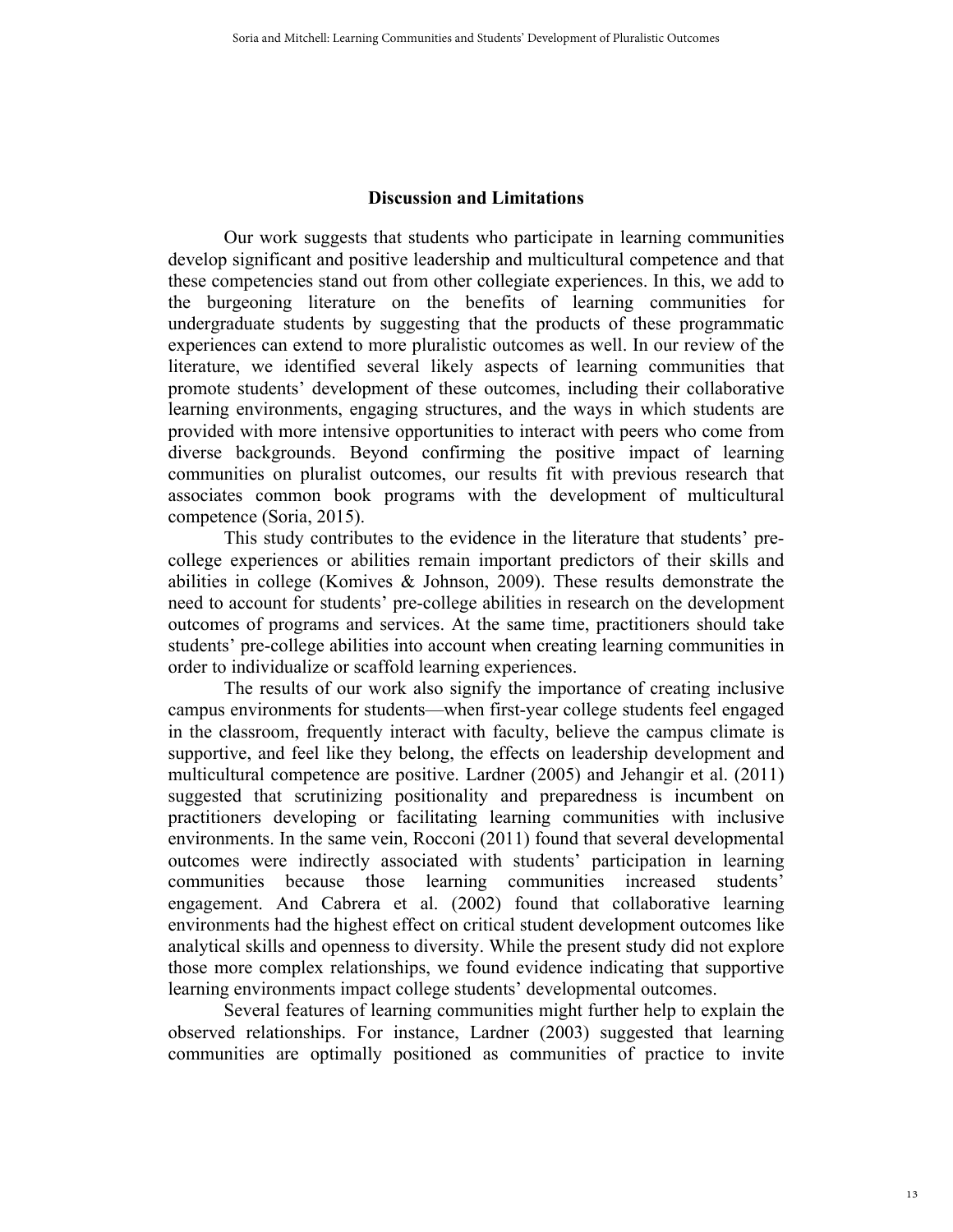## Discussion and Limitations

Our work suggests that students who participate in learning communities develop significant and positive leadership and multicultural competence and that these competencies stand out from other collegiate experiences. In this, we add to the burgeoning literature on the benefits of learning communities for undergraduate students by suggesting that the products of these programmatic experiences can extend to more pluralistic outcomes as well. In our review of the literature, we identified several likely aspects of learning communities that promote students' development of these outcomes, including their collaborative learning environments, engaging structures, and the ways in which students are provided with more intensive opportunities to interact with peers who come from diverse backgrounds. Beyond confirming the positive impact of learning communities on pluralist outcomes, our results fit with previous research that associates common book programs with the development of multicultural competence (Soria, 2015).

This study contributes to the evidence in the literature that students' pre-college experiences or abilities remain important predictors of their skills and abilities in college (Komives & Johnson, 2009). These results demonstrate the need to account for students' pre-college abilities in research on the development outcomes of programs and services. At the same time, practitioners should take students' pre-college abilities into account when creating learning communities in order to individualize or scaffold learning experiences.

The results of our work also signify the importance of creating inclusive campus environments for students—when first-year college students feel engaged in the classroom, frequently interact with faculty, believe the campus climate is supportive, and feel like they belong, the effects on leadership development and multicultural competence are positive. Lardner (2005) and Jehangir et al. (2011) suggested that scrutinizing positionality and preparedness is incumbent on practitioners developing or facilitating learning communities with inclusive environments. In the same vein, Rocconi (2011) found that several developmental outcomes were indirectly associated with students' participation in learning communities because those learning communities increased students' engagement. And Cabrera et al. (2002) found that collaborative learning environments had the highest effect on critical student development outcomes like analytical skills and openness to diversity. While the present study did not explore those more complex relationships, we found evidence indicating that supportive learning environments impact college students' developmental outcomes.

Several features of learning communities might further help to explain the observed relationships. For instance, Lardner (2003) suggested that learning communities are optimally positioned as communities of practice to invite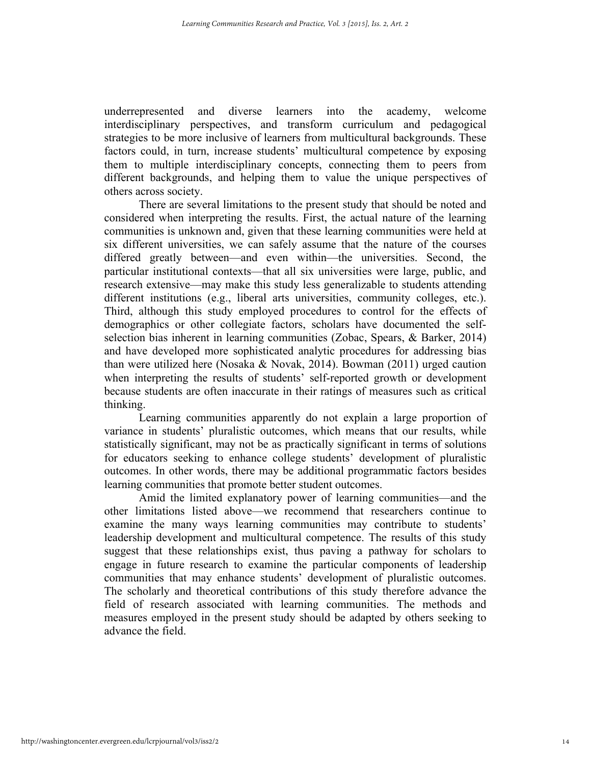underrepresented and diverse learners into the academy, welcome interdisciplinary perspectives, and transform curriculum and pedagogical strategies to be more inclusive of learners from multicultural backgrounds. These factors could, in turn, increase students' multicultural competence by exposing them to multiple interdisciplinary concepts, connecting them to peers from different backgrounds, and helping them to value the unique perspectives of others across society.

There are several limitations to the present study that should be noted and considered when interpreting the results. First, the actual nature of the learning communities is unknown and, given that these learning communities were held at six different universities, we can safely assume that the nature of the courses differed greatly between—and even within—the universities. Second, the particular institutional contexts—that all six universities were large, public, and research extensive—may make this study less generalizable to students attending different institutions (e.g., liberal arts universities, community colleges, etc.). Third, although this study employed procedures to control for the effects of demographics or other collegiate factors, scholars have documented the self-selection bias inherent in learning communities (Zobac, Spears, & Barker, 2014) and have developed more sophisticated analytic procedures for addressing bias than were utilized here (Nosaka & Novak, 2014). Bowman (2011) urged caution when interpreting the results of students' self-reported growth or development because students are often inaccurate in their ratings of measures such as critical thinking.

Learning communities apparently do not explain a large proportion of variance in students' pluralistic outcomes, which means that our results, while statistically significant, may not be as practically significant in terms of solutions for educators seeking to enhance college students' development of pluralistic outcomes. In other words, there may be additional programmatic factors besides learning communities that promote better student outcomes.

Amid the limited explanatory power of learning communities—and the other limitations listed above—we recommend that researchers continue to examine the many ways learning communities may contribute to students' leadership development and multicultural competence. The results of this study suggest that these relationships exist, thus paving a pathway for scholars to engage in future research to examine the particular components of leadership communities that may enhance students' development of pluralistic outcomes. The scholarly and theoretical contributions of this study therefore advance the field of research associated with learning communities. The methods and measures employed in the present study should be adapted by others seeking to advance the field.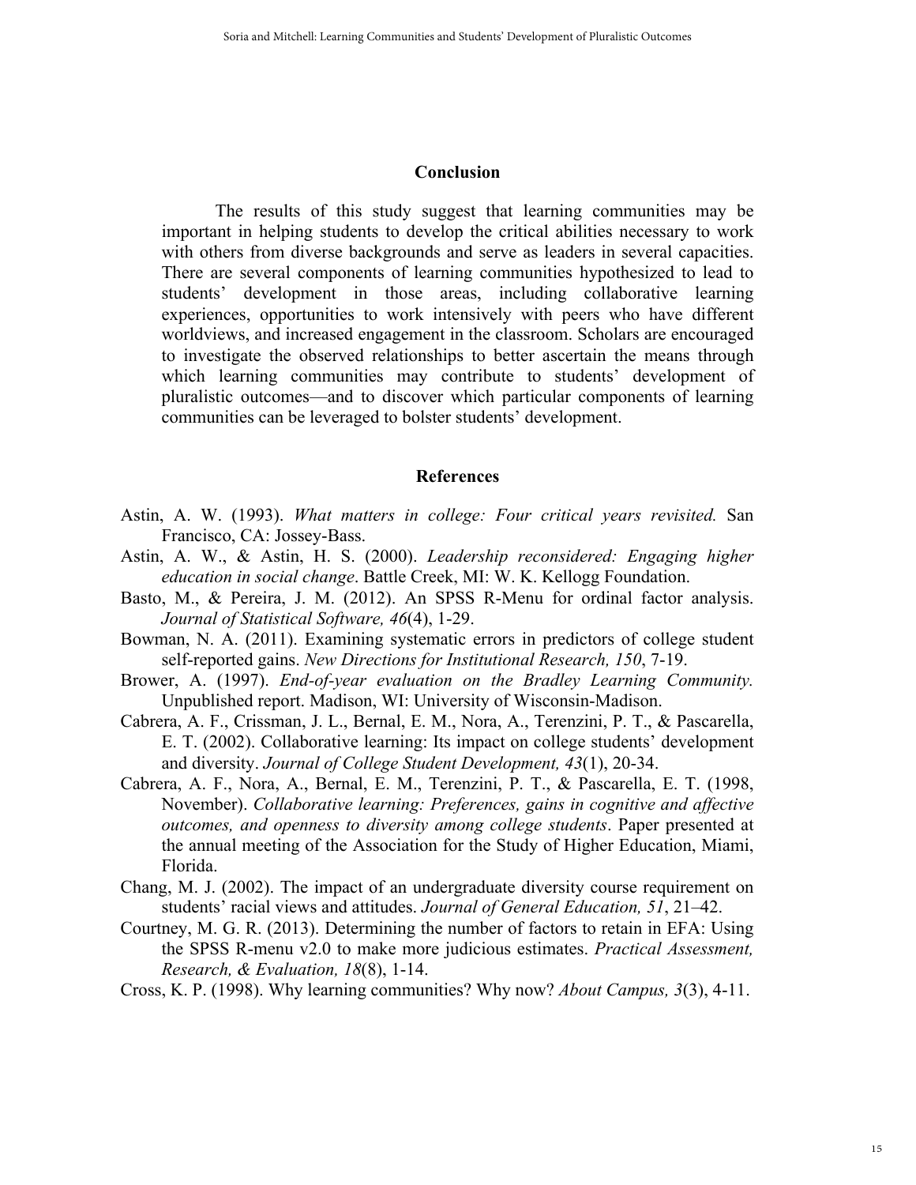## Conclusion

The results of this study suggest that learning communities may be important in helping students to develop the critical abilities necessary to work with others from diverse backgrounds and serve as leaders in several capacities. There are several components of learning communities hypothesized to lead to students' development in those areas, including collaborative learning experiences, opportunities to work intensively with peers who have different worldviews, and increased engagement in the classroom. Scholars are encouraged to investigate the observed relationships to better ascertain the means through which learning communities may contribute to students' development of pluralistic outcomes—and to discover which particular components of learning communities can be leveraged to bolster students' development.

## References

Astin, A. W. (1993). *What matters in college: Four critical years revisited.* San Francisco, CA: Jossey-Bass.

Astin, A. W., & Astin, H. S. (2000). *Leadership reconsidered: Engaging higher education in social change*. Battle Creek, MI: W. K. Kellogg Foundation.

Basto, M., & Pereira, J. M. (2012). An SPSS R-Menu for ordinal factor analysis. *Journal of Statistical Software, 46*(4), 1-29.

Bowman, N. A. (2011). Examining systematic errors in predictors of college student self-reported gains. *New Directions for Institutional Research, 150*, 7-19.

Brower, A. (1997). *End-of-year evaluation on the Bradley Learning Community.* Unpublished report. Madison, WI: University of Wisconsin-Madison.

Cabrera, A. F., Crissman, J. L., Bernal, E. M., Nora, A., Terenzini, P. T., & Pascarella, E. T. (2002). Collaborative learning: Its impact on college students' development and diversity. *Journal of College Student Development, 43*(1), 20-34.

Cabrera, A. F., Nora, A., Bernal, E. M., Terenzini, P. T., & Pascarella, E. T. (1998, November). *Collaborative learning: Preferences, gains in cognitive and affective outcomes, and openness to diversity among college students*. Paper presented at the annual meeting of the Association for the Study of Higher Education, Miami, Florida.

Chang, M. J. (2002). The impact of an undergraduate diversity course requirement on students' racial views and attitudes. *Journal of General Education, 51*, 21–42.

Courtney, M. G. R. (2013). Determining the number of factors to retain in EFA: Using the SPSS R-menu v2.0 to make more judicious estimates. *Practical Assessment, Research, & Evaluation, 18*(8), 1-14.

Cross, K. P. (1998). Why learning communities? Why now? *About Campus, 3*(3), 4-11.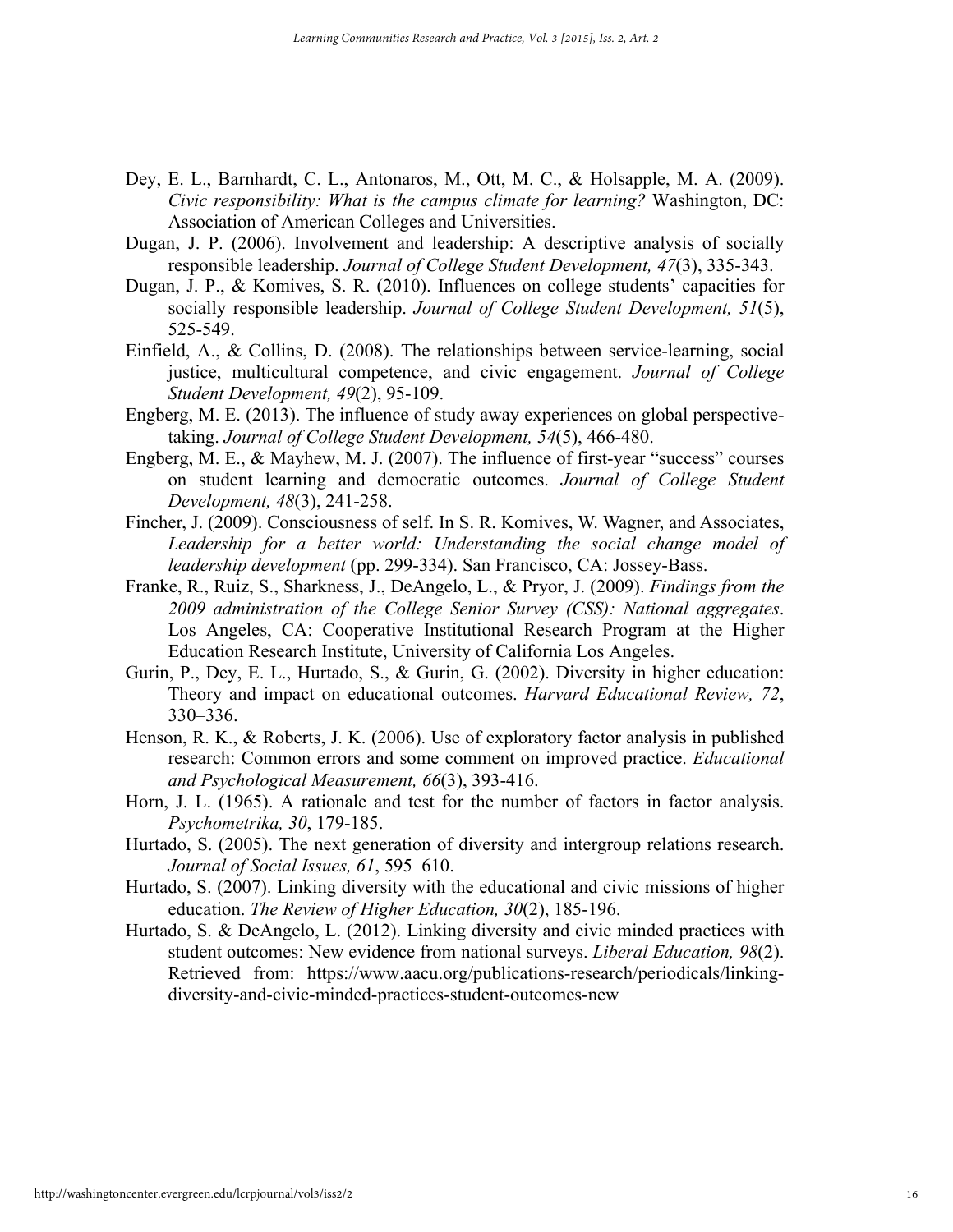Dey, E. L., Barnhardt, C. L., Antonaros, M., Ott, M. C., & Holsapple, M. A. (2009). *Civic responsibility: What is the campus climate for learning?* Washington, DC: Association of American Colleges and Universities.

Dugan, J. P. (2006). Involvement and leadership: A descriptive analysis of socially responsible leadership. *Journal of College Student Development, 47*(3), 335-343.

Dugan, J. P., & Komives, S. R. (2010). Influences on college students' capacities for socially responsible leadership. *Journal of College Student Development, 51*(5), 525-549.

Einfield, A., & Collins, D. (2008). The relationships between service-learning, social justice, multicultural competence, and civic engagement. *Journal of College Student Development, 49*(2), 95-109.

Engberg, M. E. (2013). The influence of study away experiences on global perspective-taking. *Journal of College Student Development, 54*(5), 466-480.

Engberg, M. E., & Mayhew, M. J. (2007). The influence of first-year "success" courses on student learning and democratic outcomes. *Journal of College Student Development, 48*(3), 241-258.

Fincher, J. (2009). Consciousness of self. In S. R. Komives, W. Wagner, and Associates, *Leadership for a better world: Understanding the social change model of leadership development* (pp. 299-334). San Francisco, CA: Jossey-Bass.

Franke, R., Ruiz, S., Sharkness, J., DeAngelo, L., & Pryor, J. (2009). *Findings from the 2009 administration of the College Senior Survey (CSS): National aggregates*. Los Angeles, CA: Cooperative Institutional Research Program at the Higher Education Research Institute, University of California Los Angeles.

Gurin, P., Dey, E. L., Hurtado, S., & Gurin, G. (2002). Diversity in higher education: Theory and impact on educational outcomes. *Harvard Educational Review, 72*, 330–336.

Henson, R. K., & Roberts, J. K. (2006). Use of exploratory factor analysis in published research: Common errors and some comment on improved practice. *Educational and Psychological Measurement, 66*(3), 393-416.

Horn, J. L. (1965). A rationale and test for the number of factors in factor analysis. *Psychometrika, 30*, 179-185.

Hurtado, S. (2005). The next generation of diversity and intergroup relations research. *Journal of Social Issues, 61*, 595–610.

Hurtado, S. (2007). Linking diversity with the educational and civic missions of higher education. *The Review of Higher Education, 30*(2), 185-196.

Hurtado, S. & DeAngelo, L. (2012). Linking diversity and civic minded practices with student outcomes: New evidence from national surveys. *Liberal Education, 98*(2). Retrieved from: https://www.aacu.org/publications-research/periodicals/linking-diversity-and-civic-minded-practices-student-outcomes-new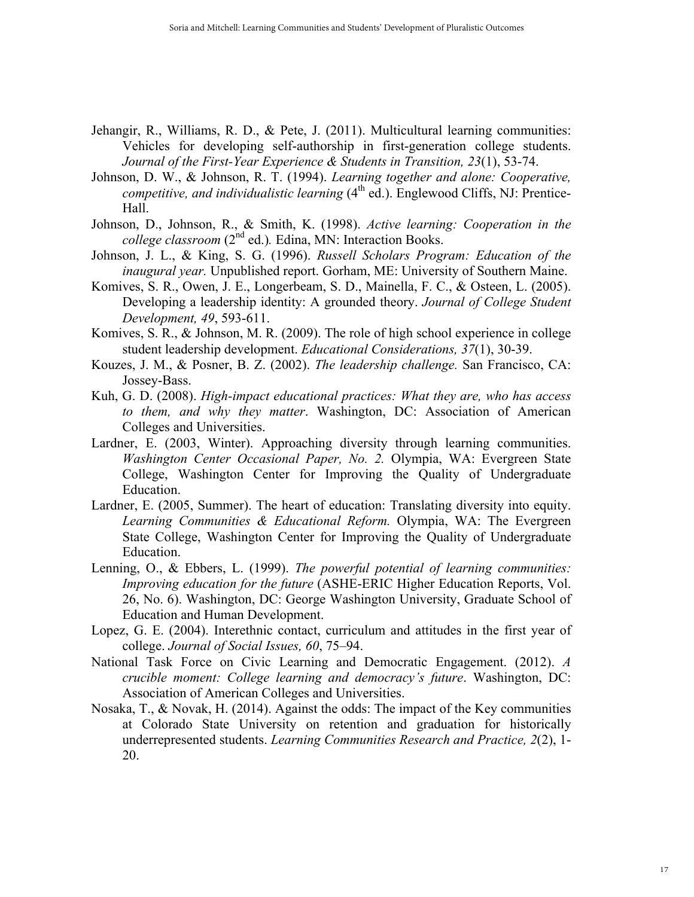Jehangir, R., Williams, R. D., & Pete, J. (2011). Multicultural learning communities: Vehicles for developing self-authorship in first-generation college students. *Journal of the First-Year Experience & Students in Transition, 23*(1), 53-74.

Johnson, D. W., & Johnson, R. T. (1994). *Learning together and alone: Cooperative, competitive, and individualistic learning* (4th ed.). Englewood Cliffs, NJ: Prentice-Hall.

Johnson, D., Johnson, R., & Smith, K. (1998). *Active learning: Cooperation in the college classroom* (2nd ed.). Edina, MN: Interaction Books.

Johnson, J. L., & King, S. G. (1996). *Russell Scholars Program: Education of the inaugural year.* Unpublished report. Gorham, ME: University of Southern Maine.

Komives, S. R., Owen, J. E., Longerbeam, S. D., Mainella, F. C., & Osteen, L. (2005). Developing a leadership identity: A grounded theory. *Journal of College Student Development, 49*, 593-611.

Komives, S. R., & Johnson, M. R. (2009). The role of high school experience in college student leadership development. *Educational Considerations, 37*(1), 30-39.

Kouzes, J. M., & Posner, B. Z. (2002). *The leadership challenge.* San Francisco, CA: Jossey-Bass.

Kuh, G. D. (2008). *High-impact educational practices: What they are, who has access to them, and why they matter*. Washington, DC: Association of American Colleges and Universities.

Lardner, E. (2003, Winter). Approaching diversity through learning communities. *Washington Center Occasional Paper, No. 2.* Olympia, WA: Evergreen State College, Washington Center for Improving the Quality of Undergraduate Education.

Lardner, E. (2005, Summer). The heart of education: Translating diversity into equity. *Learning Communities & Educational Reform.* Olympia, WA: The Evergreen State College, Washington Center for Improving the Quality of Undergraduate Education.

Lenning, O., & Ebbers, L. (1999). *The powerful potential of learning communities: Improving education for the future* (ASHE-ERIC Higher Education Reports, Vol. 26, No. 6). Washington, DC: George Washington University, Graduate School of Education and Human Development.

Lopez, G. E. (2004). Interethnic contact, curriculum and attitudes in the first year of college. *Journal of Social Issues, 60*, 75–94.

National Task Force on Civic Learning and Democratic Engagement. (2012). *A crucible moment: College learning and democracy's future*. Washington, DC: Association of American Colleges and Universities.

Nosaka, T., & Novak, H. (2014). Against the odds: The impact of the Key communities at Colorado State University on retention and graduation for historically underrepresented students. *Learning Communities Research and Practice, 2*(2), 1-20.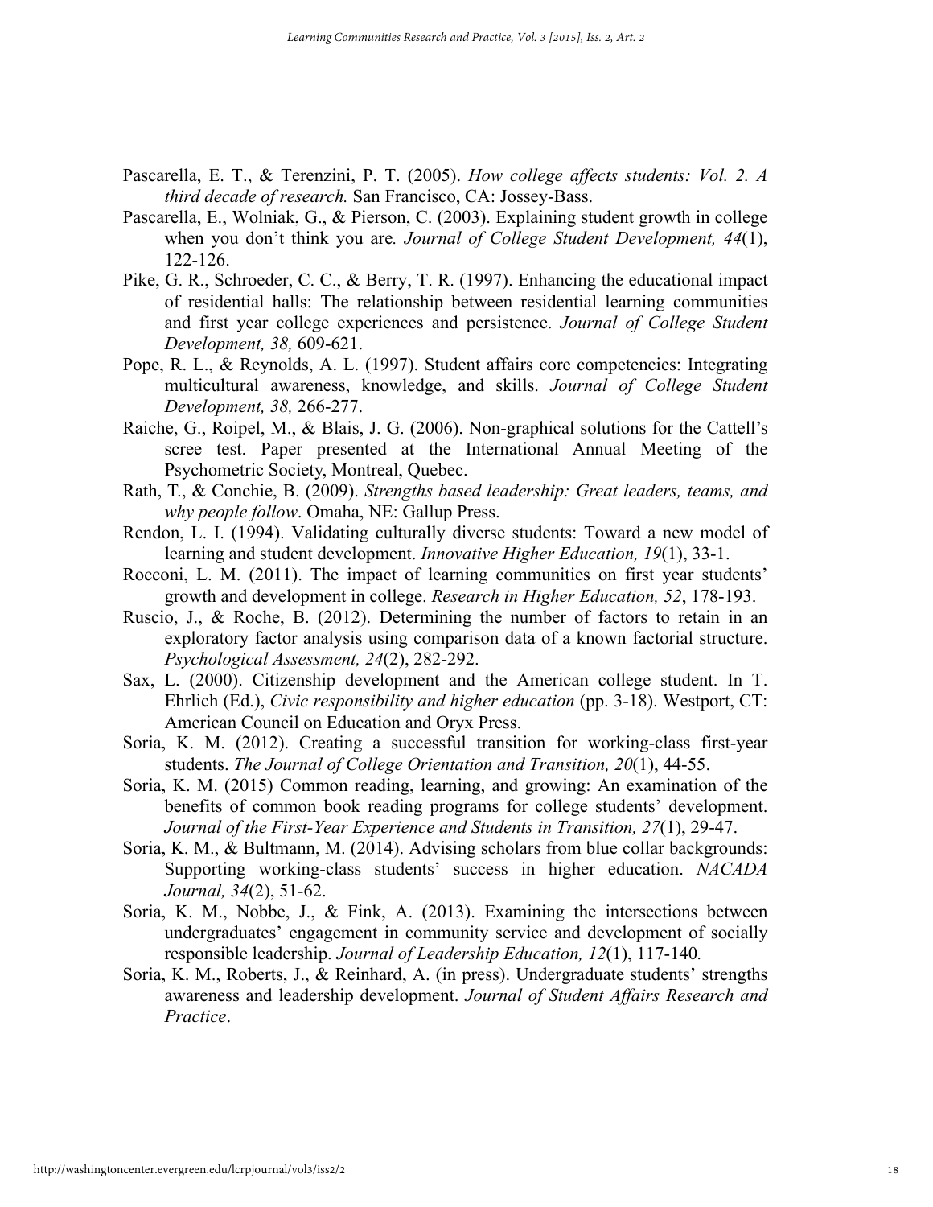Pascarella, E. T., & Terenzini, P. T. (2005). *How college affects students: Vol. 2. A third decade of research.* San Francisco, CA: Jossey-Bass.

Pascarella, E., Wolniak, G., & Pierson, C. (2003). Explaining student growth in college when you don't think you are. *Journal of College Student Development, 44*(1), 122-126.

Pike, G. R., Schroeder, C. C., & Berry, T. R. (1997). Enhancing the educational impact of residential halls: The relationship between residential learning communities and first year college experiences and persistence. *Journal of College Student Development, 38,* 609-621.

Pope, R. L., & Reynolds, A. L. (1997). Student affairs core competencies: Integrating multicultural awareness, knowledge, and skills. *Journal of College Student Development, 38,* 266-277.

Raiche, G., Roipel, M., & Blais, J. G. (2006). Non-graphical solutions for the Cattell's scree test. Paper presented at the International Annual Meeting of the Psychometric Society, Montreal, Quebec.

Rath, T., & Conchie, B. (2009). *Strengths based leadership: Great leaders, teams, and why people follow*. Omaha, NE: Gallup Press.

Rendon, L. I. (1994). Validating culturally diverse students: Toward a new model of learning and student development. *Innovative Higher Education, 19*(1), 33-1.

Rocconi, L. M. (2011). The impact of learning communities on first year students' growth and development in college. *Research in Higher Education, 52*, 178-193.

Ruscio, J., & Roche, B. (2012). Determining the number of factors to retain in an exploratory factor analysis using comparison data of a known factorial structure. *Psychological Assessment, 24*(2), 282-292.

Sax, L. (2000). Citizenship development and the American college student. In T. Ehrlich (Ed.), *Civic responsibility and higher education* (pp. 3-18). Westport, CT: American Council on Education and Oryx Press.

Soria, K. M. (2012). Creating a successful transition for working-class first-year students. *The Journal of College Orientation and Transition, 20*(1), 44-55.

Soria, K. M. (2015) Common reading, learning, and growing: An examination of the benefits of common book reading programs for college students' development. *Journal of the First-Year Experience and Students in Transition, 27*(1), 29-47.

Soria, K. M., & Bultmann, M. (2014). Advising scholars from blue collar backgrounds: Supporting working-class students' success in higher education. *NACADA Journal, 34*(2), 51-62.

Soria, K. M., Nobbe, J., & Fink, A. (2013). Examining the intersections between undergraduates' engagement in community service and development of socially responsible leadership. *Journal of Leadership Education, 12*(1), 117-140.

Soria, K. M., Roberts, J., & Reinhard, A. (in press). Undergraduate students' strengths awareness and leadership development. *Journal of Student Affairs Research and Practice*.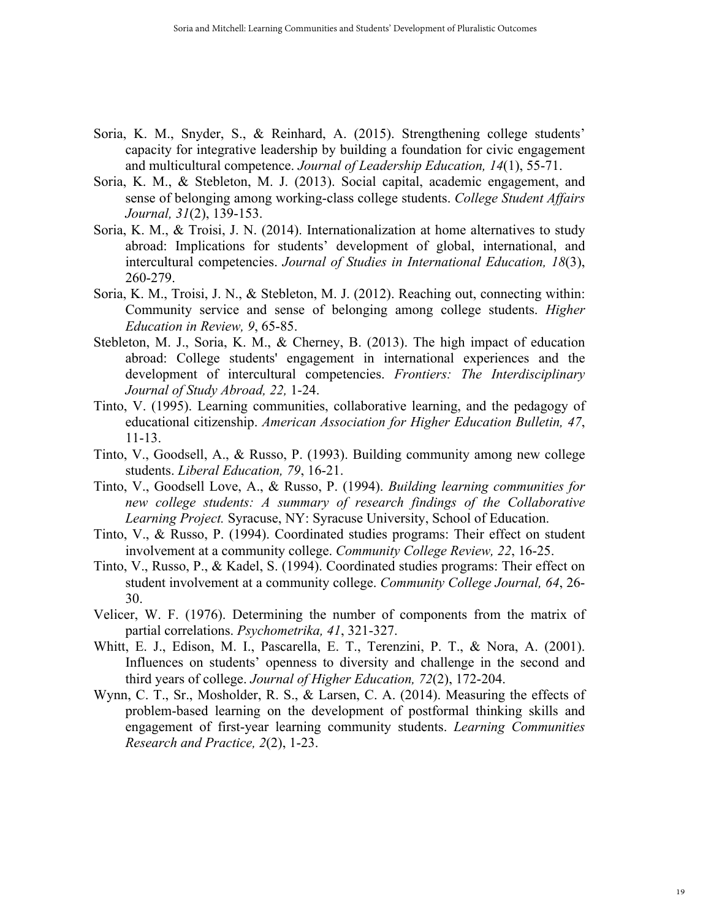Soria, K. M., Snyder, S., & Reinhard, A. (2015). Strengthening college students' capacity for integrative leadership by building a foundation for civic engagement and multicultural competence. *Journal of Leadership Education, 14*(1), 55-71.

Soria, K. M., & Stebleton, M. J. (2013). Social capital, academic engagement, and sense of belonging among working-class college students. *College Student Affairs Journal, 31*(2), 139-153.

Soria, K. M., & Troisi, J. N. (2014). Internationalization at home alternatives to study abroad: Implications for students' development of global, international, and intercultural competencies. *Journal of Studies in International Education, 18*(3), 260-279.

Soria, K. M., Troisi, J. N., & Stebleton, M. J. (2012). Reaching out, connecting within: Community service and sense of belonging among college students. *Higher Education in Review, 9*, 65-85.

Stebleton, M. J., Soria, K. M., & Cherney, B. (2013). The high impact of education abroad: College students' engagement in international experiences and the development of intercultural competencies. *Frontiers: The Interdisciplinary Journal of Study Abroad, 22,* 1-24.

Tinto, V. (1995). Learning communities, collaborative learning, and the pedagogy of educational citizenship. *American Association for Higher Education Bulletin, 47*, 11-13.

Tinto, V., Goodsell, A., & Russo, P. (1993). Building community among new college students. *Liberal Education, 79*, 16-21.

Tinto, V., Goodsell Love, A., & Russo, P. (1994). *Building learning communities for new college students: A summary of research findings of the Collaborative Learning Project.* Syracuse, NY: Syracuse University, School of Education.

Tinto, V., & Russo, P. (1994). Coordinated studies programs: Their effect on student involvement at a community college. *Community College Review, 22*, 16-25.

Tinto, V., Russo, P., & Kadel, S. (1994). Coordinated studies programs: Their effect on student involvement at a community college. *Community College Journal, 64*, 26-30.

Velicer, W. F. (1976). Determining the number of components from the matrix of partial correlations. *Psychometrika, 41*, 321-327.

Whitt, E. J., Edison, M. I., Pascarella, E. T., Terenzini, P. T., & Nora, A. (2001). Influences on students' openness to diversity and challenge in the second and third years of college. *Journal of Higher Education, 72*(2), 172-204.

Wynn, C. T., Sr., Mosholder, R. S., & Larsen, C. A. (2014). Measuring the effects of problem-based learning on the development of postformal thinking skills and engagement of first-year learning community students. *Learning Communities Research and Practice, 2*(2), 1-23.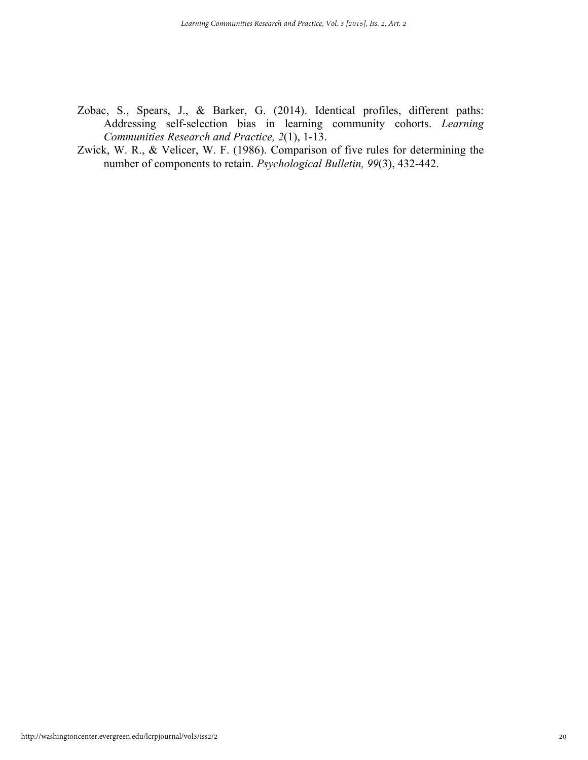Zobac, S., Spears, J., & Barker, G. (2014). Identical profiles, different paths: Addressing self-selection bias in learning community cohorts. *Learning Communities Research and Practice, 2*(1), 1-13.

Zwick, W. R., & Velicer, W. F. (1986). Comparison of five rules for determining the number of components to retain. *Psychological Bulletin, 99*(3), 432-442.